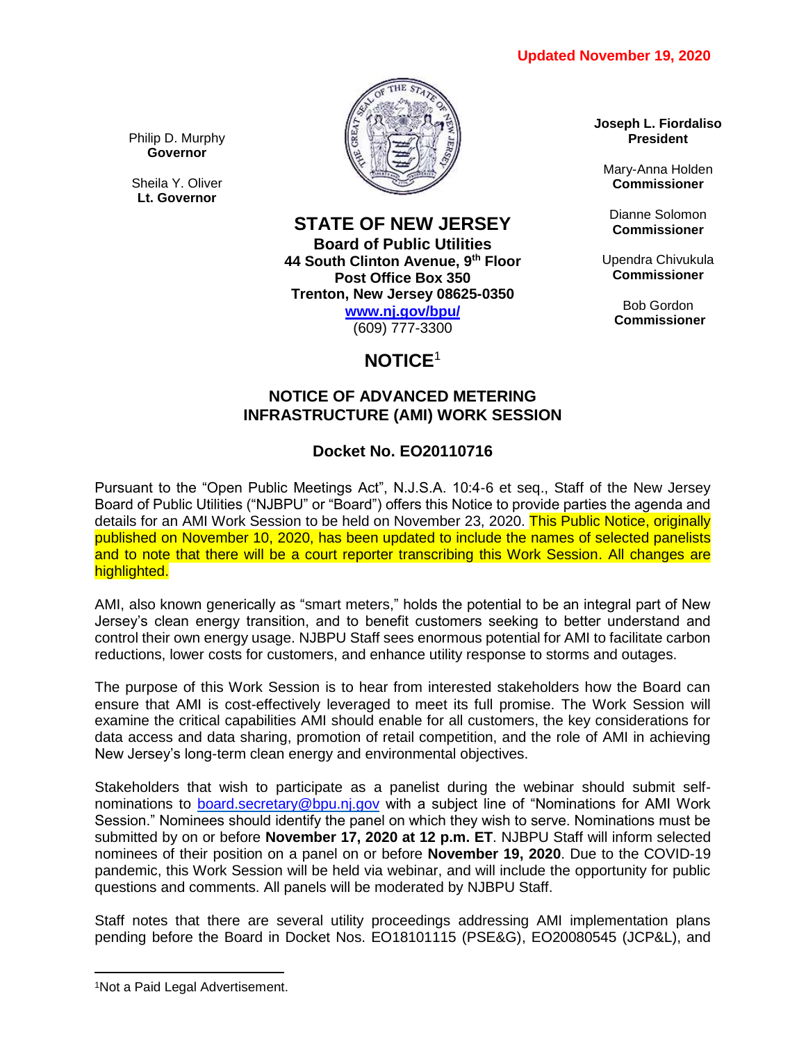Updated November 19, 2020

Philip D. Murphy
**Governor**

Sheila Y. Oliver
**Lt. Governor**

# STATE OF NEW JERSEY

**Board of Public Utilities**
**44 South Clinton Avenue, 9th Floor**
**Post Office Box 350**
**Trenton, New Jersey 08625-0350**
**www.nj.gov/bpu/**
(609) 777-3300

**Joseph L. Fiordaliso**
**President**

Mary-Anna Holden
**Commissioner**

Dianne Solomon
**Commissioner**

Upendra Chivukula
**Commissioner**

Bob Gordon
**Commissioner**

## NOTICE[1]

### NOTICE OF ADVANCED METERING INFRASTRUCTURE (AMI) WORK SESSION

### Docket No. EO20110716

Pursuant to the "Open Public Meetings Act", N.J.S.A. 10:4-6 et seq., Staff of the New Jersey Board of Public Utilities ("NJBPU" or "Board") offers this Notice to provide parties the agenda and details for an AMI Work Session to be held on November 23, 2020. This Public Notice, originally published on November 10, 2020, has been updated to include the names of selected panelists and to note that there will be a court reporter transcribing this Work Session. All changes are highlighted.

AMI, also known generically as "smart meters," holds the potential to be an integral part of New Jersey's clean energy transition, and to benefit customers seeking to better understand and control their own energy usage. NJBPU Staff sees enormous potential for AMI to facilitate carbon reductions, lower costs for customers, and enhance utility response to storms and outages.

The purpose of this Work Session is to hear from interested stakeholders how the Board can ensure that AMI is cost-effectively leveraged to meet its full promise. The Work Session will examine the critical capabilities AMI should enable for all customers, the key considerations for data access and data sharing, promotion of retail competition, and the role of AMI in achieving New Jersey's long-term clean energy and environmental objectives.

Stakeholders that wish to participate as a panelist during the webinar should submit self-nominations to board.secretary@bpu.nj.gov with a subject line of "Nominations for AMI Work Session." Nominees should identify the panel on which they wish to serve. Nominations must be submitted by on or before **November 17, 2020 at 12 p.m. ET**. NJBPU Staff will inform selected nominees of their position on a panel on or before **November 19, 2020**. Due to the COVID-19 pandemic, this Work Session will be held via webinar, and will include the opportunity for public questions and comments. All panels will be moderated by NJBPU Staff.

Staff notes that there are several utility proceedings addressing AMI implementation plans pending before the Board in Docket Nos. EO18101115 (PSE&G), EO20080545 (JCP&L), and

[1] Not a Paid Legal Advertisement.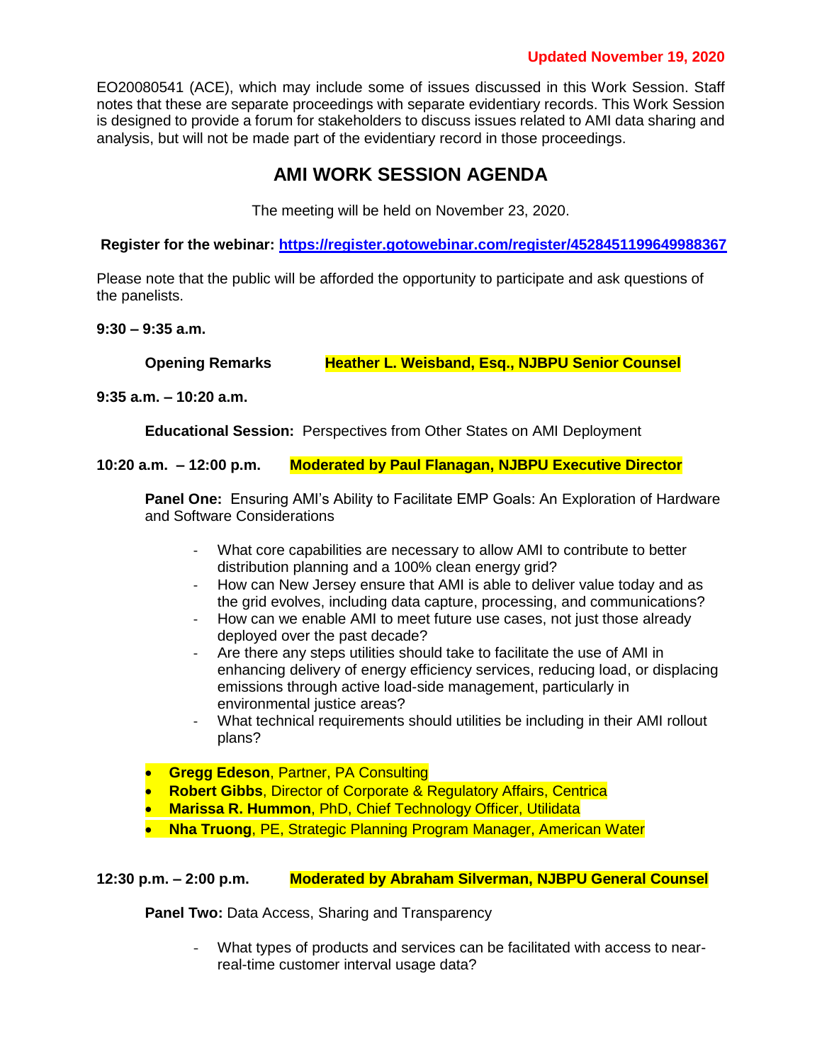**Updated November 19, 2020**

EO20080541 (ACE), which may include some of issues discussed in this Work Session. Staff notes that these are separate proceedings with separate evidentiary records. This Work Session is designed to provide a forum for stakeholders to discuss issues related to AMI data sharing and analysis, but will not be made part of the evidentiary record in those proceedings.

## AMI WORK SESSION AGENDA

The meeting will be held on November 23, 2020.

**Register for the webinar: https://register.gotowebinar.com/register/4528451199649988367**

Please note that the public will be afforded the opportunity to participate and ask questions of the panelists.

**9:30 – 9:35 a.m.**

**Opening Remarks** **Heather L. Weisband, Esq., NJBPU Senior Counsel**

**9:35 a.m. – 10:20 a.m.**

**Educational Session:** Perspectives from Other States on AMI Deployment

**10:20 a.m. – 12:00 p.m.** **Moderated by Paul Flanagan, NJBPU Executive Director**

**Panel One:** Ensuring AMI's Ability to Facilitate EMP Goals: An Exploration of Hardware and Software Considerations

- What core capabilities are necessary to allow AMI to contribute to better distribution planning and a 100% clean energy grid?
- How can New Jersey ensure that AMI is able to deliver value today and as the grid evolves, including data capture, processing, and communications?
- How can we enable AMI to meet future use cases, not just those already deployed over the past decade?
- Are there any steps utilities should take to facilitate the use of AMI in enhancing delivery of energy efficiency services, reducing load, or displacing emissions through active load-side management, particularly in environmental justice areas?
- What technical requirements should utilities be including in their AMI rollout plans?

- **Gregg Edeson**, Partner, PA Consulting
- **Robert Gibbs**, Director of Corporate & Regulatory Affairs, Centrica
- **Marissa R. Hummon**, PhD, Chief Technology Officer, Utilidata
- **Nha Truong**, PE, Strategic Planning Program Manager, American Water

**12:30 p.m. – 2:00 p.m.** **Moderated by Abraham Silverman, NJBPU General Counsel**

**Panel Two:** Data Access, Sharing and Transparency

- What types of products and services can be facilitated with access to near-real-time customer interval usage data?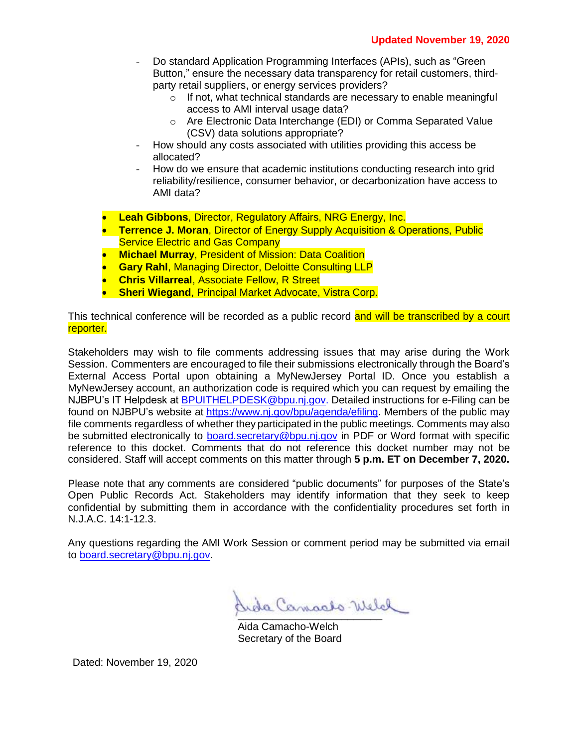**Updated November 19, 2020**

- Do standard Application Programming Interfaces (APIs), such as "Green Button," ensure the necessary data transparency for retail customers, third-party retail suppliers, or energy services providers?
  - If not, what technical standards are necessary to enable meaningful access to AMI interval usage data?
  - Are Electronic Data Interchange (EDI) or Comma Separated Value (CSV) data solutions appropriate?
- How should any costs associated with utilities providing this access be allocated?
- How do we ensure that academic institutions conducting research into grid reliability/resilience, consumer behavior, or decarbonization have access to AMI data?

- **Leah Gibbons**, Director, Regulatory Affairs, NRG Energy, Inc.
- **Terrence J. Moran**, Director of Energy Supply Acquisition & Operations, Public Service Electric and Gas Company
- **Michael Murray**, President of Mission: Data Coalition
- **Gary Rahl**, Managing Director, Deloitte Consulting LLP
- **Chris Villarreal**, Associate Fellow, R Street
- **Sheri Wiegand**, Principal Market Advocate, Vistra Corp.

This technical conference will be recorded as a public record and will be transcribed by a court reporter.

Stakeholders may wish to file comments addressing issues that may arise during the Work Session. Commenters are encouraged to file their submissions electronically through the Board's External Access Portal upon obtaining a MyNewJersey Portal ID. Once you establish a MyNewJersey account, an authorization code is required which you can request by emailing the NJBPU's IT Helpdesk at BPUITHELPDESK@bpu.nj.gov. Detailed instructions for e-Filing can be found on NJBPU's website at https://www.nj.gov/bpu/agenda/efiling. Members of the public may file comments regardless of whether they participated in the public meetings. Comments may also be submitted electronically to board.secretary@bpu.nj.gov in PDF or Word format with specific reference to this docket. Comments that do not reference this docket number may not be considered. Staff will accept comments on this matter through **5 p.m. ET on December 7, 2020.**

Please note that any comments are considered "public documents" for purposes of the State's Open Public Records Act. Stakeholders may identify information that they seek to keep confidential by submitting them in accordance with the confidentiality procedures set forth in N.J.A.C. 14:1-12.3.

Any questions regarding the AMI Work Session or comment period may be submitted via email to board.secretary@bpu.nj.gov.

Aida Camacho-Welch
Secretary of the Board

Dated: November 19, 2020